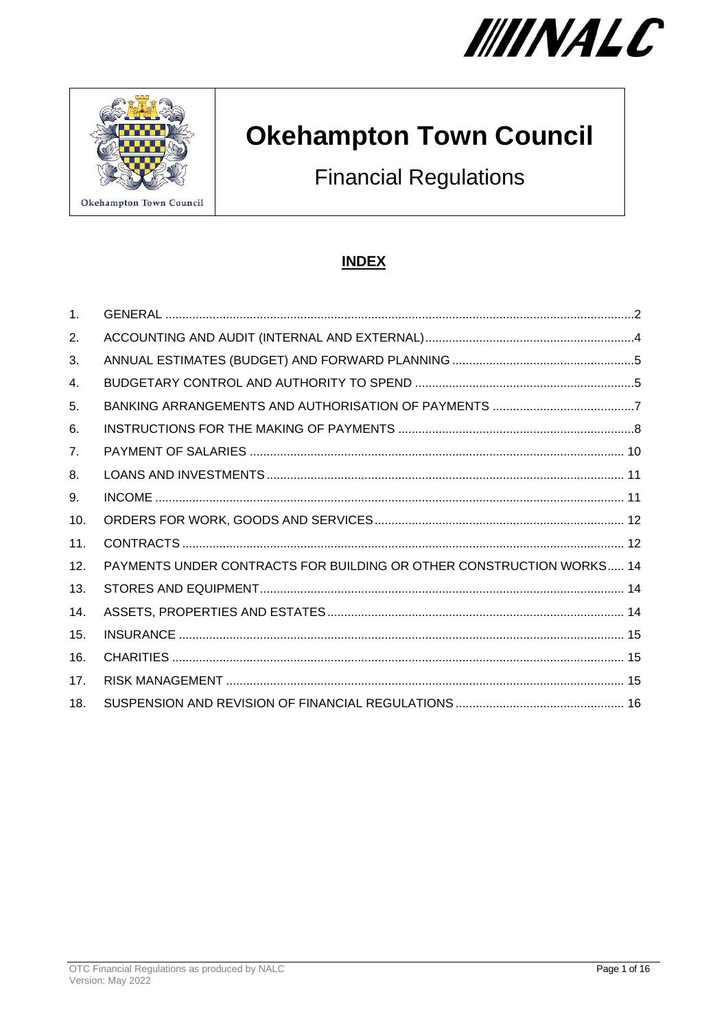# Okehampton Town Council

## Financial Regulations

Okehampton Town Council

### INDEX

1. GENERAL .......... 2
2. ACCOUNTING AND AUDIT (INTERNAL AND EXTERNAL) .......... 4
3. ANNUAL ESTIMATES (BUDGET) AND FORWARD PLANNING .......... 5
4. BUDGETARY CONTROL AND AUTHORITY TO SPEND .......... 5
5. BANKING ARRANGEMENTS AND AUTHORISATION OF PAYMENTS .......... 7
6. INSTRUCTIONS FOR THE MAKING OF PAYMENTS .......... 8
7. PAYMENT OF SALARIES .......... 10
8. LOANS AND INVESTMENTS .......... 11
9. INCOME .......... 11
10. ORDERS FOR WORK, GOODS AND SERVICES .......... 12
11. CONTRACTS .......... 12
12. PAYMENTS UNDER CONTRACTS FOR BUILDING OR OTHER CONSTRUCTION WORKS .......... 14
13. STORES AND EQUIPMENT .......... 14
14. ASSETS, PROPERTIES AND ESTATES .......... 14
15. INSURANCE .......... 15
16. CHARITIES .......... 15
17. RISK MANAGEMENT .......... 15
18. SUSPENSION AND REVISION OF FINANCIAL REGULATIONS .......... 16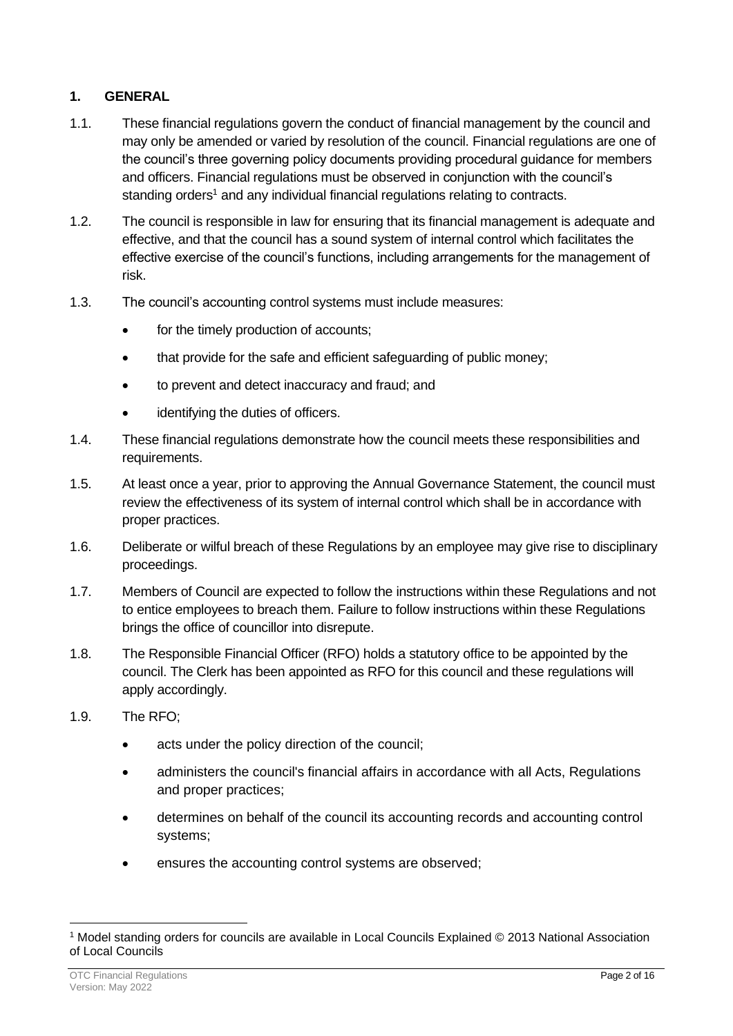## 1. GENERAL

1.1. These financial regulations govern the conduct of financial management by the council and may only be amended or varied by resolution of the council. Financial regulations are one of the council's three governing policy documents providing procedural guidance for members and officers. Financial regulations must be observed in conjunction with the council's standing orders[1] and any individual financial regulations relating to contracts.

1.2. The council is responsible in law for ensuring that its financial management is adequate and effective, and that the council has a sound system of internal control which facilitates the effective exercise of the council's functions, including arrangements for the management of risk.

1.3. The council's accounting control systems must include measures:

- for the timely production of accounts;
- that provide for the safe and efficient safeguarding of public money;
- to prevent and detect inaccuracy and fraud; and
- identifying the duties of officers.

1.4. These financial regulations demonstrate how the council meets these responsibilities and requirements.

1.5. At least once a year, prior to approving the Annual Governance Statement, the council must review the effectiveness of its system of internal control which shall be in accordance with proper practices.

1.6. Deliberate or wilful breach of these Regulations by an employee may give rise to disciplinary proceedings.

1.7. Members of Council are expected to follow the instructions within these Regulations and not to entice employees to breach them. Failure to follow instructions within these Regulations brings the office of councillor into disrepute.

1.8. The Responsible Financial Officer (RFO) holds a statutory office to be appointed by the council. The Clerk has been appointed as RFO for this council and these regulations will apply accordingly.

1.9. The RFO;

- acts under the policy direction of the council;
- administers the council's financial affairs in accordance with all Acts, Regulations and proper practices;
- determines on behalf of the council its accounting records and accounting control systems;
- ensures the accounting control systems are observed;

[1] Model standing orders for councils are available in Local Councils Explained © 2013 National Association of Local Councils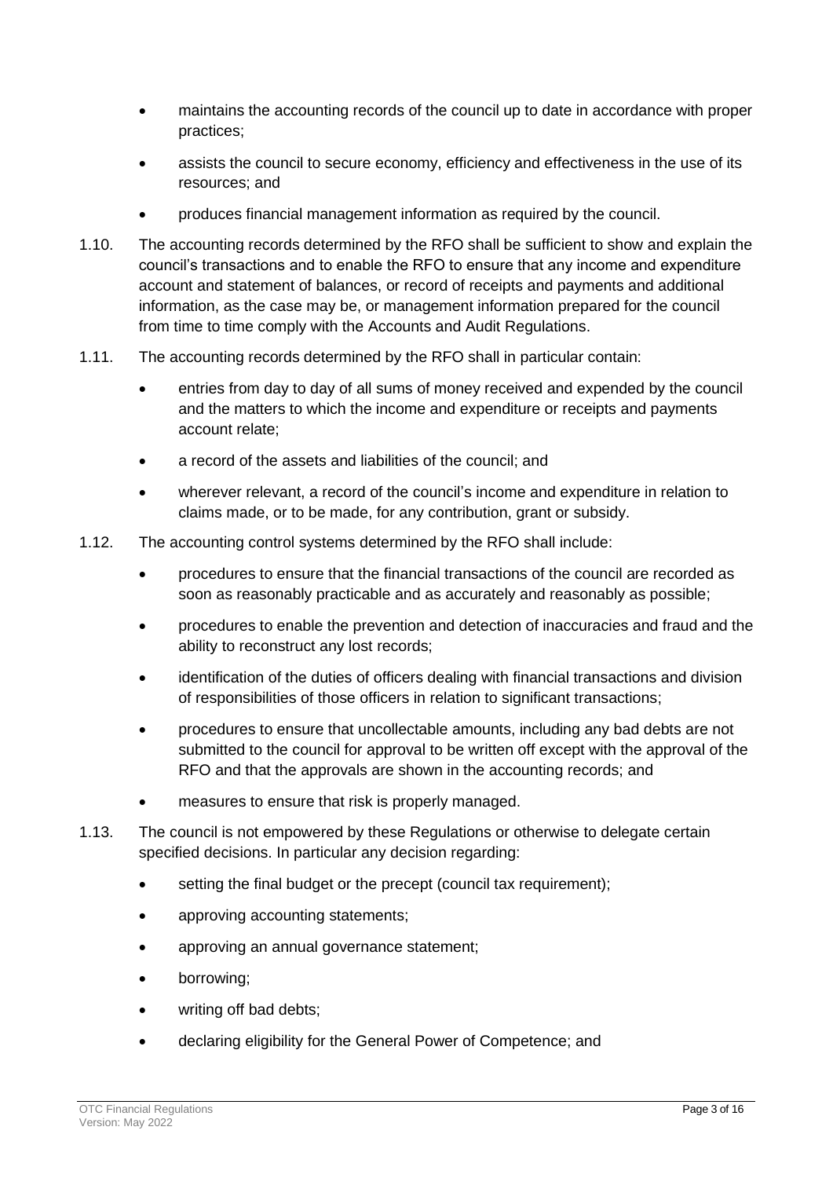- maintains the accounting records of the council up to date in accordance with proper practices;
- assists the council to secure economy, efficiency and effectiveness in the use of its resources; and
- produces financial management information as required by the council.

1.10. The accounting records determined by the RFO shall be sufficient to show and explain the council's transactions and to enable the RFO to ensure that any income and expenditure account and statement of balances, or record of receipts and payments and additional information, as the case may be, or management information prepared for the council from time to time comply with the Accounts and Audit Regulations.

1.11. The accounting records determined by the RFO shall in particular contain:

- entries from day to day of all sums of money received and expended by the council and the matters to which the income and expenditure or receipts and payments account relate;
- a record of the assets and liabilities of the council; and
- wherever relevant, a record of the council's income and expenditure in relation to claims made, or to be made, for any contribution, grant or subsidy.

1.12. The accounting control systems determined by the RFO shall include:

- procedures to ensure that the financial transactions of the council are recorded as soon as reasonably practicable and as accurately and reasonably as possible;
- procedures to enable the prevention and detection of inaccuracies and fraud and the ability to reconstruct any lost records;
- identification of the duties of officers dealing with financial transactions and division of responsibilities of those officers in relation to significant transactions;
- procedures to ensure that uncollectable amounts, including any bad debts are not submitted to the council for approval to be written off except with the approval of the RFO and that the approvals are shown in the accounting records; and
- measures to ensure that risk is properly managed.

1.13. The council is not empowered by these Regulations or otherwise to delegate certain specified decisions. In particular any decision regarding:

- setting the final budget or the precept (council tax requirement);
- approving accounting statements;
- approving an annual governance statement;
- borrowing;
- writing off bad debts;
- declaring eligibility for the General Power of Competence; and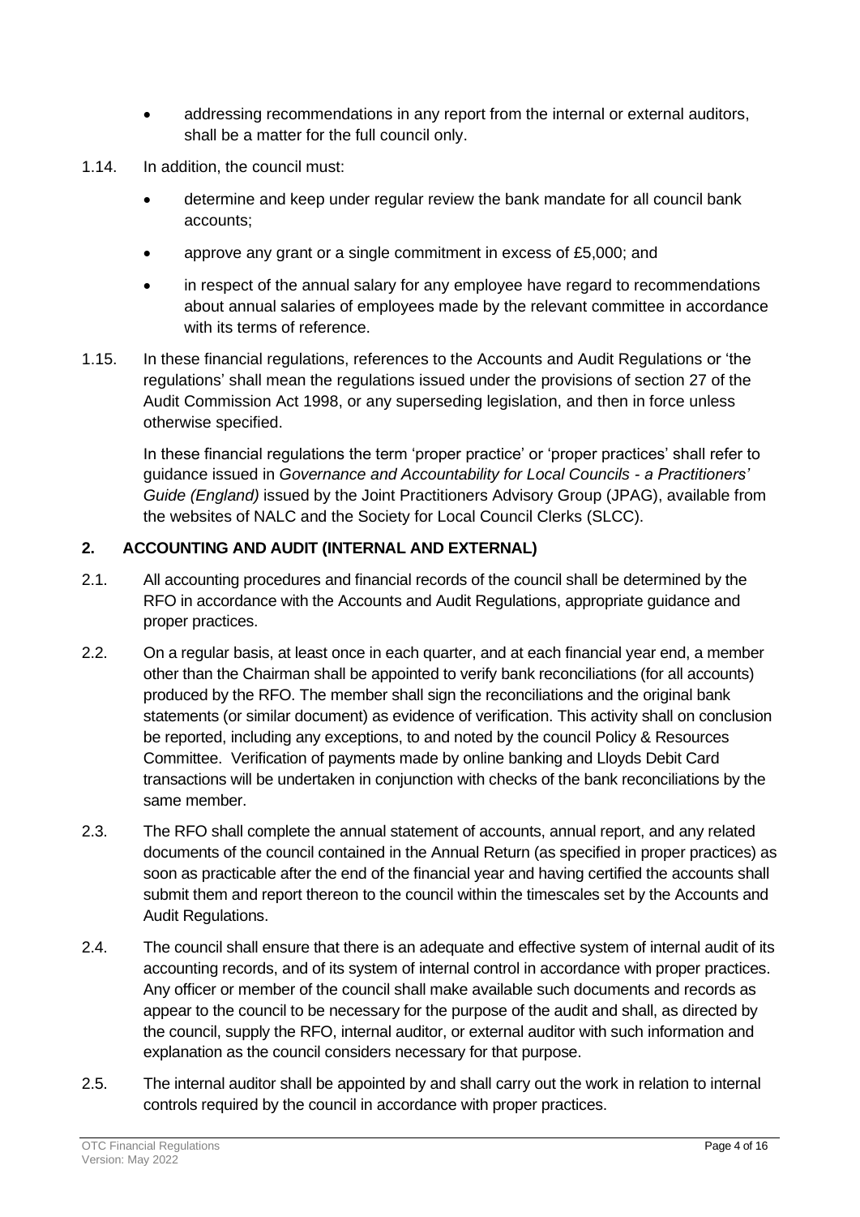- addressing recommendations in any report from the internal or external auditors, shall be a matter for the full council only.

1.14. In addition, the council must:

- determine and keep under regular review the bank mandate for all council bank accounts;
- approve any grant or a single commitment in excess of £5,000; and
- in respect of the annual salary for any employee have regard to recommendations about annual salaries of employees made by the relevant committee in accordance with its terms of reference.

1.15. In these financial regulations, references to the Accounts and Audit Regulations or 'the regulations' shall mean the regulations issued under the provisions of section 27 of the Audit Commission Act 1998, or any superseding legislation, and then in force unless otherwise specified.

In these financial regulations the term 'proper practice' or 'proper practices' shall refer to guidance issued in *Governance and Accountability for Local Councils - a Practitioners' Guide (England)* issued by the Joint Practitioners Advisory Group (JPAG), available from the websites of NALC and the Society for Local Council Clerks (SLCC).

## 2. ACCOUNTING AND AUDIT (INTERNAL AND EXTERNAL)

2.1. All accounting procedures and financial records of the council shall be determined by the RFO in accordance with the Accounts and Audit Regulations, appropriate guidance and proper practices.

2.2. On a regular basis, at least once in each quarter, and at each financial year end, a member other than the Chairman shall be appointed to verify bank reconciliations (for all accounts) produced by the RFO. The member shall sign the reconciliations and the original bank statements (or similar document) as evidence of verification. This activity shall on conclusion be reported, including any exceptions, to and noted by the council Policy & Resources Committee. Verification of payments made by online banking and Lloyds Debit Card transactions will be undertaken in conjunction with checks of the bank reconciliations by the same member.

2.3. The RFO shall complete the annual statement of accounts, annual report, and any related documents of the council contained in the Annual Return (as specified in proper practices) as soon as practicable after the end of the financial year and having certified the accounts shall submit them and report thereon to the council within the timescales set by the Accounts and Audit Regulations.

2.4. The council shall ensure that there is an adequate and effective system of internal audit of its accounting records, and of its system of internal control in accordance with proper practices. Any officer or member of the council shall make available such documents and records as appear to the council to be necessary for the purpose of the audit and shall, as directed by the council, supply the RFO, internal auditor, or external auditor with such information and explanation as the council considers necessary for that purpose.

2.5. The internal auditor shall be appointed by and shall carry out the work in relation to internal controls required by the council in accordance with proper practices.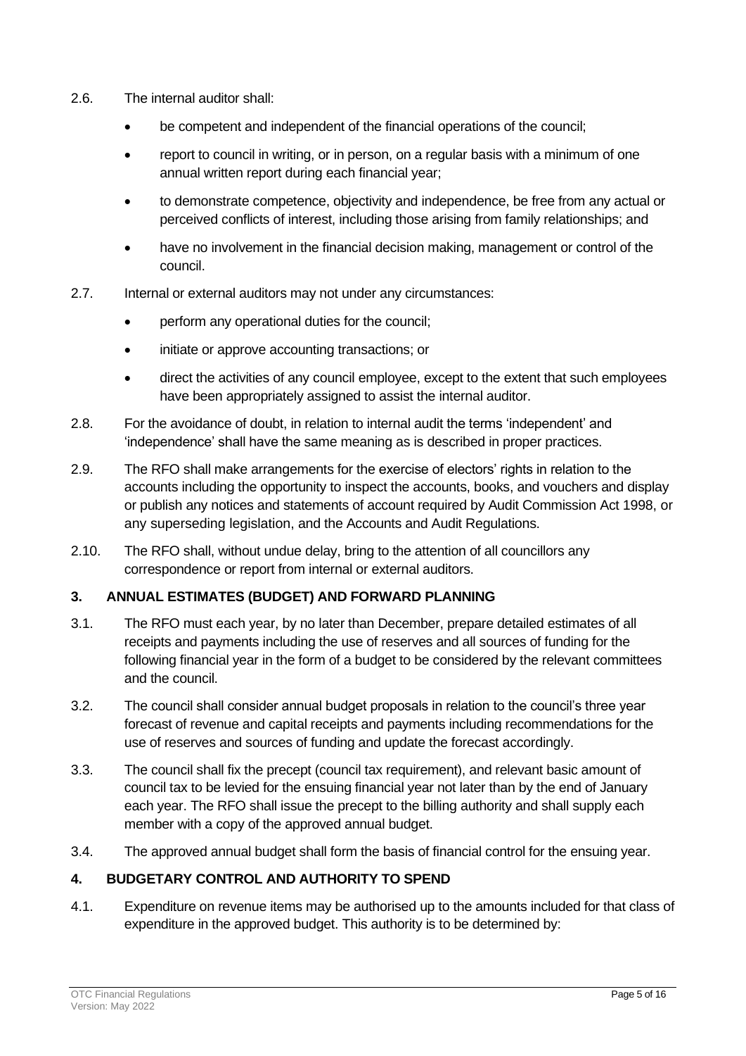2.6. The internal auditor shall:

- be competent and independent of the financial operations of the council;
- report to council in writing, or in person, on a regular basis with a minimum of one annual written report during each financial year;
- to demonstrate competence, objectivity and independence, be free from any actual or perceived conflicts of interest, including those arising from family relationships; and
- have no involvement in the financial decision making, management or control of the council.

2.7. Internal or external auditors may not under any circumstances:

- perform any operational duties for the council;
- initiate or approve accounting transactions; or
- direct the activities of any council employee, except to the extent that such employees have been appropriately assigned to assist the internal auditor.

2.8. For the avoidance of doubt, in relation to internal audit the terms 'independent' and 'independence' shall have the same meaning as is described in proper practices.

2.9. The RFO shall make arrangements for the exercise of electors' rights in relation to the accounts including the opportunity to inspect the accounts, books, and vouchers and display or publish any notices and statements of account required by Audit Commission Act 1998, or any superseding legislation, and the Accounts and Audit Regulations.

2.10. The RFO shall, without undue delay, bring to the attention of all councillors any correspondence or report from internal or external auditors.

## 3. ANNUAL ESTIMATES (BUDGET) AND FORWARD PLANNING

3.1. The RFO must each year, by no later than December, prepare detailed estimates of all receipts and payments including the use of reserves and all sources of funding for the following financial year in the form of a budget to be considered by the relevant committees and the council.

3.2. The council shall consider annual budget proposals in relation to the council's three year forecast of revenue and capital receipts and payments including recommendations for the use of reserves and sources of funding and update the forecast accordingly.

3.3. The council shall fix the precept (council tax requirement), and relevant basic amount of council tax to be levied for the ensuing financial year not later than by the end of January each year. The RFO shall issue the precept to the billing authority and shall supply each member with a copy of the approved annual budget.

3.4. The approved annual budget shall form the basis of financial control for the ensuing year.

## 4. BUDGETARY CONTROL AND AUTHORITY TO SPEND

4.1. Expenditure on revenue items may be authorised up to the amounts included for that class of expenditure in the approved budget. This authority is to be determined by: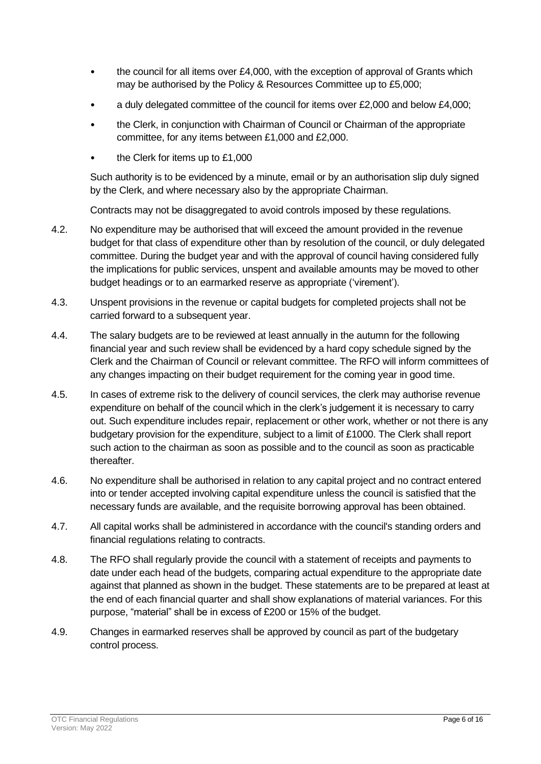- the council for all items over £4,000, with the exception of approval of Grants which may be authorised by the Policy & Resources Committee up to £5,000;
- a duly delegated committee of the council for items over £2,000 and below £4,000;
- the Clerk, in conjunction with Chairman of Council or Chairman of the appropriate committee, for any items between £1,000 and £2,000.
- the Clerk for items up to £1,000

Such authority is to be evidenced by a minute, email or by an authorisation slip duly signed by the Clerk, and where necessary also by the appropriate Chairman.

Contracts may not be disaggregated to avoid controls imposed by these regulations.

4.2. No expenditure may be authorised that will exceed the amount provided in the revenue budget for that class of expenditure other than by resolution of the council, or duly delegated committee. During the budget year and with the approval of council having considered fully the implications for public services, unspent and available amounts may be moved to other budget headings or to an earmarked reserve as appropriate ('virement').

4.3. Unspent provisions in the revenue or capital budgets for completed projects shall not be carried forward to a subsequent year.

4.4. The salary budgets are to be reviewed at least annually in the autumn for the following financial year and such review shall be evidenced by a hard copy schedule signed by the Clerk and the Chairman of Council or relevant committee. The RFO will inform committees of any changes impacting on their budget requirement for the coming year in good time.

4.5. In cases of extreme risk to the delivery of council services, the clerk may authorise revenue expenditure on behalf of the council which in the clerk's judgement it is necessary to carry out. Such expenditure includes repair, replacement or other work, whether or not there is any budgetary provision for the expenditure, subject to a limit of £1000. The Clerk shall report such action to the chairman as soon as possible and to the council as soon as practicable thereafter.

4.6. No expenditure shall be authorised in relation to any capital project and no contract entered into or tender accepted involving capital expenditure unless the council is satisfied that the necessary funds are available, and the requisite borrowing approval has been obtained.

4.7. All capital works shall be administered in accordance with the council's standing orders and financial regulations relating to contracts.

4.8. The RFO shall regularly provide the council with a statement of receipts and payments to date under each head of the budgets, comparing actual expenditure to the appropriate date against that planned as shown in the budget. These statements are to be prepared at least at the end of each financial quarter and shall show explanations of material variances. For this purpose, "material" shall be in excess of £200 or 15% of the budget.

4.9. Changes in earmarked reserves shall be approved by council as part of the budgetary control process.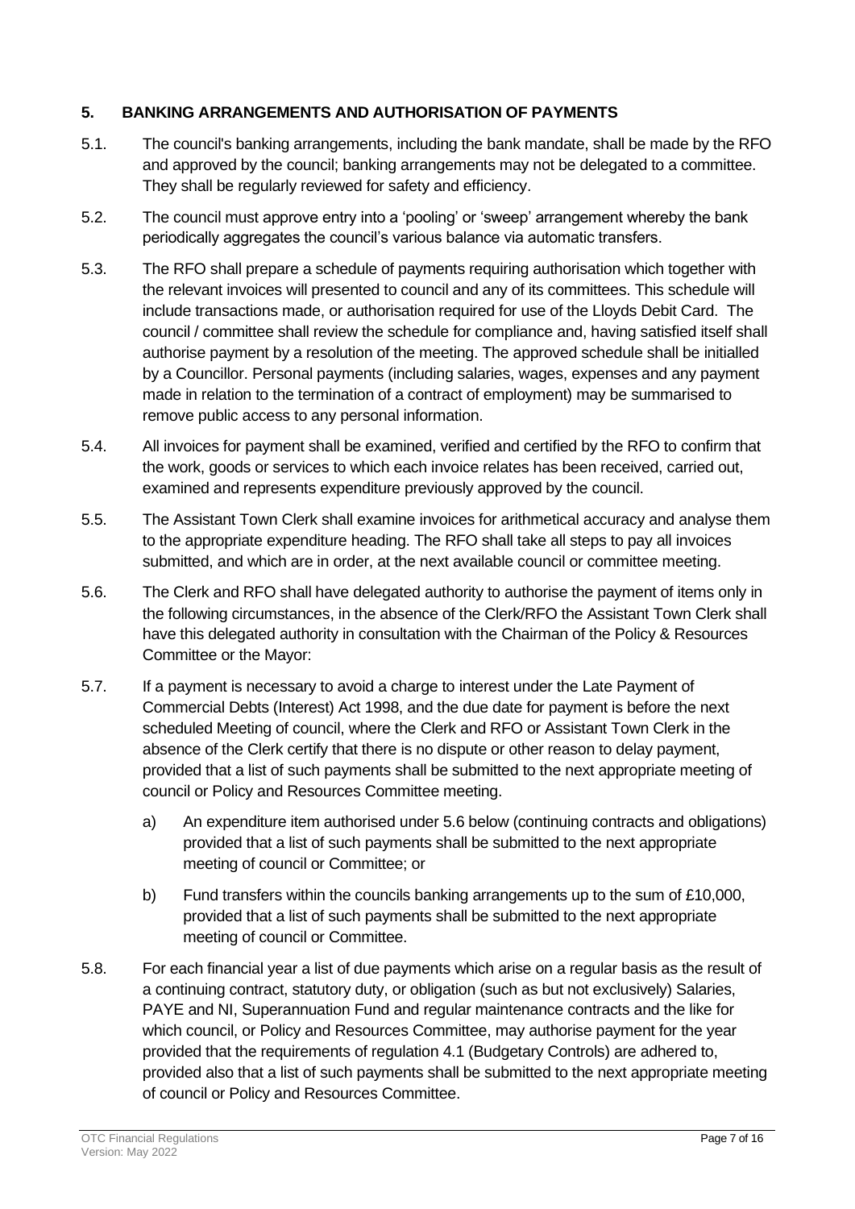## 5. BANKING ARRANGEMENTS AND AUTHORISATION OF PAYMENTS

5.1. The council's banking arrangements, including the bank mandate, shall be made by the RFO and approved by the council; banking arrangements may not be delegated to a committee. They shall be regularly reviewed for safety and efficiency.

5.2. The council must approve entry into a 'pooling' or 'sweep' arrangement whereby the bank periodically aggregates the council's various balance via automatic transfers.

5.3. The RFO shall prepare a schedule of payments requiring authorisation which together with the relevant invoices will presented to council and any of its committees. This schedule will include transactions made, or authorisation required for use of the Lloyds Debit Card. The council / committee shall review the schedule for compliance and, having satisfied itself shall authorise payment by a resolution of the meeting. The approved schedule shall be initialled by a Councillor. Personal payments (including salaries, wages, expenses and any payment made in relation to the termination of a contract of employment) may be summarised to remove public access to any personal information.

5.4. All invoices for payment shall be examined, verified and certified by the RFO to confirm that the work, goods or services to which each invoice relates has been received, carried out, examined and represents expenditure previously approved by the council.

5.5. The Assistant Town Clerk shall examine invoices for arithmetical accuracy and analyse them to the appropriate expenditure heading. The RFO shall take all steps to pay all invoices submitted, and which are in order, at the next available council or committee meeting.

5.6. The Clerk and RFO shall have delegated authority to authorise the payment of items only in the following circumstances, in the absence of the Clerk/RFO the Assistant Town Clerk shall have this delegated authority in consultation with the Chairman of the Policy & Resources Committee or the Mayor:

5.7. If a payment is necessary to avoid a charge to interest under the Late Payment of Commercial Debts (Interest) Act 1998, and the due date for payment is before the next scheduled Meeting of council, where the Clerk and RFO or Assistant Town Clerk in the absence of the Clerk certify that there is no dispute or other reason to delay payment, provided that a list of such payments shall be submitted to the next appropriate meeting of council or Policy and Resources Committee meeting.

   a) An expenditure item authorised under 5.6 below (continuing contracts and obligations) provided that a list of such payments shall be submitted to the next appropriate meeting of council or Committee; or

   b) Fund transfers within the councils banking arrangements up to the sum of £10,000, provided that a list of such payments shall be submitted to the next appropriate meeting of council or Committee.

5.8. For each financial year a list of due payments which arise on a regular basis as the result of a continuing contract, statutory duty, or obligation (such as but not exclusively) Salaries, PAYE and NI, Superannuation Fund and regular maintenance contracts and the like for which council, or Policy and Resources Committee, may authorise payment for the year provided that the requirements of regulation 4.1 (Budgetary Controls) are adhered to, provided also that a list of such payments shall be submitted to the next appropriate meeting of council or Policy and Resources Committee.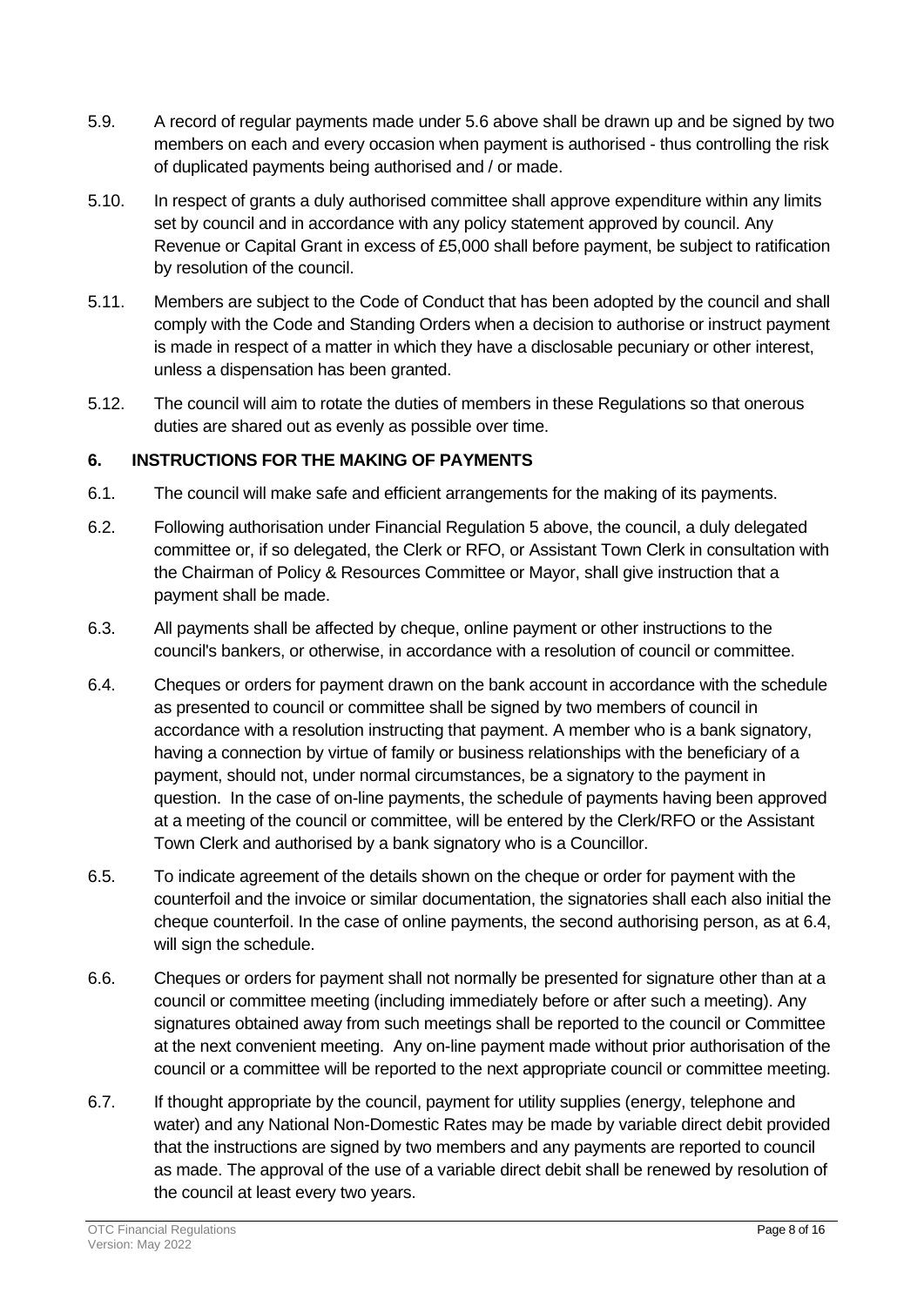5.9. A record of regular payments made under 5.6 above shall be drawn up and be signed by two members on each and every occasion when payment is authorised - thus controlling the risk of duplicated payments being authorised and / or made.

5.10. In respect of grants a duly authorised committee shall approve expenditure within any limits set by council and in accordance with any policy statement approved by council. Any Revenue or Capital Grant in excess of £5,000 shall before payment, be subject to ratification by resolution of the council.

5.11. Members are subject to the Code of Conduct that has been adopted by the council and shall comply with the Code and Standing Orders when a decision to authorise or instruct payment is made in respect of a matter in which they have a disclosable pecuniary or other interest, unless a dispensation has been granted.

5.12. The council will aim to rotate the duties of members in these Regulations so that onerous duties are shared out as evenly as possible over time.

## 6. INSTRUCTIONS FOR THE MAKING OF PAYMENTS

6.1. The council will make safe and efficient arrangements for the making of its payments.

6.2. Following authorisation under Financial Regulation 5 above, the council, a duly delegated committee or, if so delegated, the Clerk or RFO, or Assistant Town Clerk in consultation with the Chairman of Policy & Resources Committee or Mayor, shall give instruction that a payment shall be made.

6.3. All payments shall be affected by cheque, online payment or other instructions to the council's bankers, or otherwise, in accordance with a resolution of council or committee.

6.4. Cheques or orders for payment drawn on the bank account in accordance with the schedule as presented to council or committee shall be signed by two members of council in accordance with a resolution instructing that payment. A member who is a bank signatory, having a connection by virtue of family or business relationships with the beneficiary of a payment, should not, under normal circumstances, be a signatory to the payment in question. In the case of on-line payments, the schedule of payments having been approved at a meeting of the council or committee, will be entered by the Clerk/RFO or the Assistant Town Clerk and authorised by a bank signatory who is a Councillor.

6.5. To indicate agreement of the details shown on the cheque or order for payment with the counterfoil and the invoice or similar documentation, the signatories shall each also initial the cheque counterfoil. In the case of online payments, the second authorising person, as at 6.4, will sign the schedule.

6.6. Cheques or orders for payment shall not normally be presented for signature other than at a council or committee meeting (including immediately before or after such a meeting). Any signatures obtained away from such meetings shall be reported to the council or Committee at the next convenient meeting. Any on-line payment made without prior authorisation of the council or a committee will be reported to the next appropriate council or committee meeting.

6.7. If thought appropriate by the council, payment for utility supplies (energy, telephone and water) and any National Non-Domestic Rates may be made by variable direct debit provided that the instructions are signed by two members and any payments are reported to council as made. The approval of the use of a variable direct debit shall be renewed by resolution of the council at least every two years.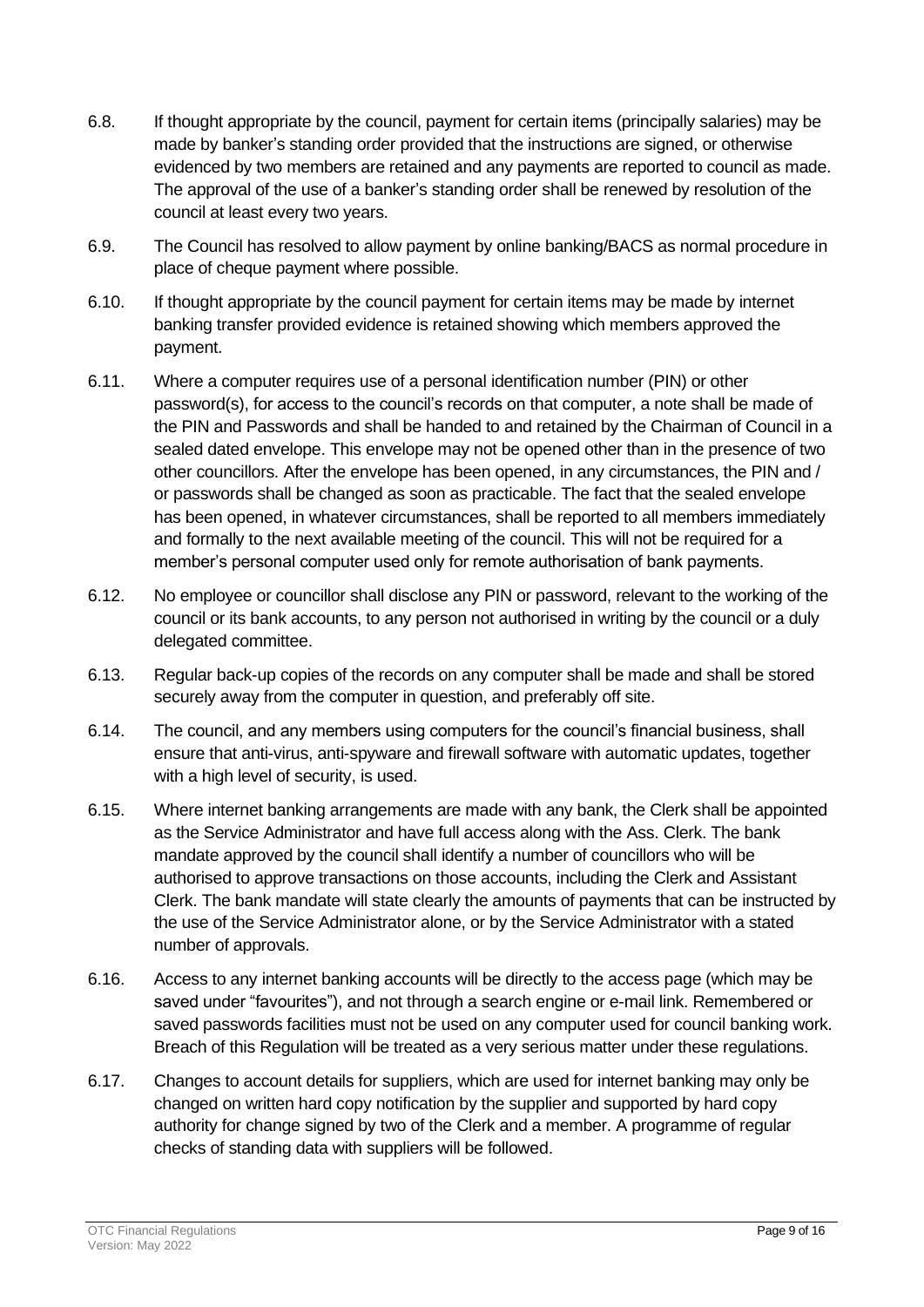6.8. If thought appropriate by the council, payment for certain items (principally salaries) may be made by banker's standing order provided that the instructions are signed, or otherwise evidenced by two members are retained and any payments are reported to council as made. The approval of the use of a banker's standing order shall be renewed by resolution of the council at least every two years.

6.9. The Council has resolved to allow payment by online banking/BACS as normal procedure in place of cheque payment where possible.

6.10. If thought appropriate by the council payment for certain items may be made by internet banking transfer provided evidence is retained showing which members approved the payment.

6.11. Where a computer requires use of a personal identification number (PIN) or other password(s), for access to the council's records on that computer, a note shall be made of the PIN and Passwords and shall be handed to and retained by the Chairman of Council in a sealed dated envelope. This envelope may not be opened other than in the presence of two other councillors. After the envelope has been opened, in any circumstances, the PIN and / or passwords shall be changed as soon as practicable. The fact that the sealed envelope has been opened, in whatever circumstances, shall be reported to all members immediately and formally to the next available meeting of the council. This will not be required for a member's personal computer used only for remote authorisation of bank payments.

6.12. No employee or councillor shall disclose any PIN or password, relevant to the working of the council or its bank accounts, to any person not authorised in writing by the council or a duly delegated committee.

6.13. Regular back-up copies of the records on any computer shall be made and shall be stored securely away from the computer in question, and preferably off site.

6.14. The council, and any members using computers for the council's financial business, shall ensure that anti-virus, anti-spyware and firewall software with automatic updates, together with a high level of security, is used.

6.15. Where internet banking arrangements are made with any bank, the Clerk shall be appointed as the Service Administrator and have full access along with the Ass. Clerk. The bank mandate approved by the council shall identify a number of councillors who will be authorised to approve transactions on those accounts, including the Clerk and Assistant Clerk. The bank mandate will state clearly the amounts of payments that can be instructed by the use of the Service Administrator alone, or by the Service Administrator with a stated number of approvals.

6.16. Access to any internet banking accounts will be directly to the access page (which may be saved under "favourites"), and not through a search engine or e-mail link. Remembered or saved passwords facilities must not be used on any computer used for council banking work. Breach of this Regulation will be treated as a very serious matter under these regulations.

6.17. Changes to account details for suppliers, which are used for internet banking may only be changed on written hard copy notification by the supplier and supported by hard copy authority for change signed by two of the Clerk and a member. A programme of regular checks of standing data with suppliers will be followed.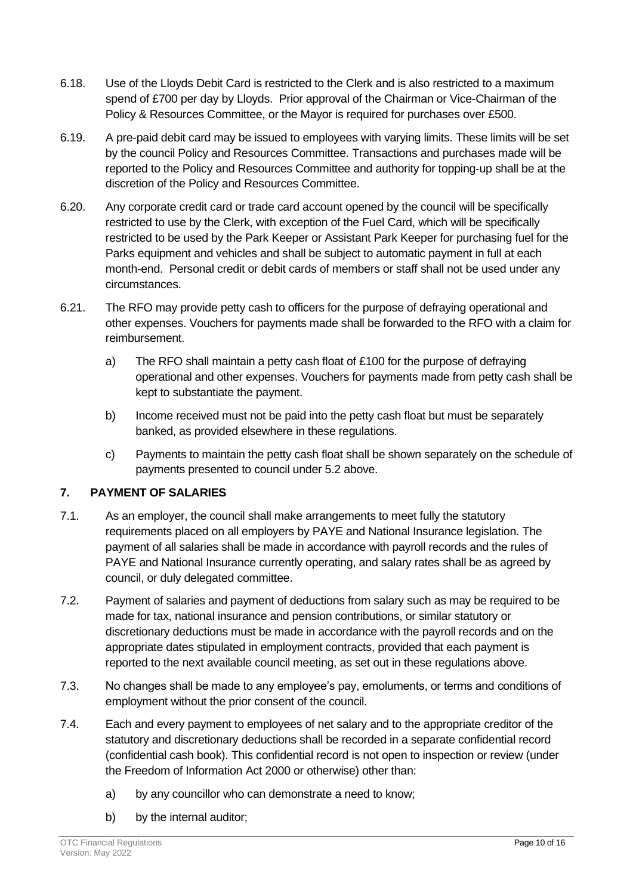6.18. Use of the Lloyds Debit Card is restricted to the Clerk and is also restricted to a maximum spend of £700 per day by Lloyds. Prior approval of the Chairman or Vice-Chairman of the Policy & Resources Committee, or the Mayor is required for purchases over £500.

6.19. A pre-paid debit card may be issued to employees with varying limits. These limits will be set by the council Policy and Resources Committee. Transactions and purchases made will be reported to the Policy and Resources Committee and authority for topping-up shall be at the discretion of the Policy and Resources Committee.

6.20. Any corporate credit card or trade card account opened by the council will be specifically restricted to use by the Clerk, with exception of the Fuel Card, which will be specifically restricted to be used by the Park Keeper or Assistant Park Keeper for purchasing fuel for the Parks equipment and vehicles and shall be subject to automatic payment in full at each month-end. Personal credit or debit cards of members or staff shall not be used under any circumstances.

6.21. The RFO may provide petty cash to officers for the purpose of defraying operational and other expenses. Vouchers for payments made shall be forwarded to the RFO with a claim for reimbursement.

a) The RFO shall maintain a petty cash float of £100 for the purpose of defraying operational and other expenses. Vouchers for payments made from petty cash shall be kept to substantiate the payment.

b) Income received must not be paid into the petty cash float but must be separately banked, as provided elsewhere in these regulations.

c) Payments to maintain the petty cash float shall be shown separately on the schedule of payments presented to council under 5.2 above.

## 7. PAYMENT OF SALARIES

7.1. As an employer, the council shall make arrangements to meet fully the statutory requirements placed on all employers by PAYE and National Insurance legislation. The payment of all salaries shall be made in accordance with payroll records and the rules of PAYE and National Insurance currently operating, and salary rates shall be as agreed by council, or duly delegated committee.

7.2. Payment of salaries and payment of deductions from salary such as may be required to be made for tax, national insurance and pension contributions, or similar statutory or discretionary deductions must be made in accordance with the payroll records and on the appropriate dates stipulated in employment contracts, provided that each payment is reported to the next available council meeting, as set out in these regulations above.

7.3. No changes shall be made to any employee's pay, emoluments, or terms and conditions of employment without the prior consent of the council.

7.4. Each and every payment to employees of net salary and to the appropriate creditor of the statutory and discretionary deductions shall be recorded in a separate confidential record (confidential cash book). This confidential record is not open to inspection or review (under the Freedom of Information Act 2000 or otherwise) other than:

a) by any councillor who can demonstrate a need to know;

b) by the internal auditor;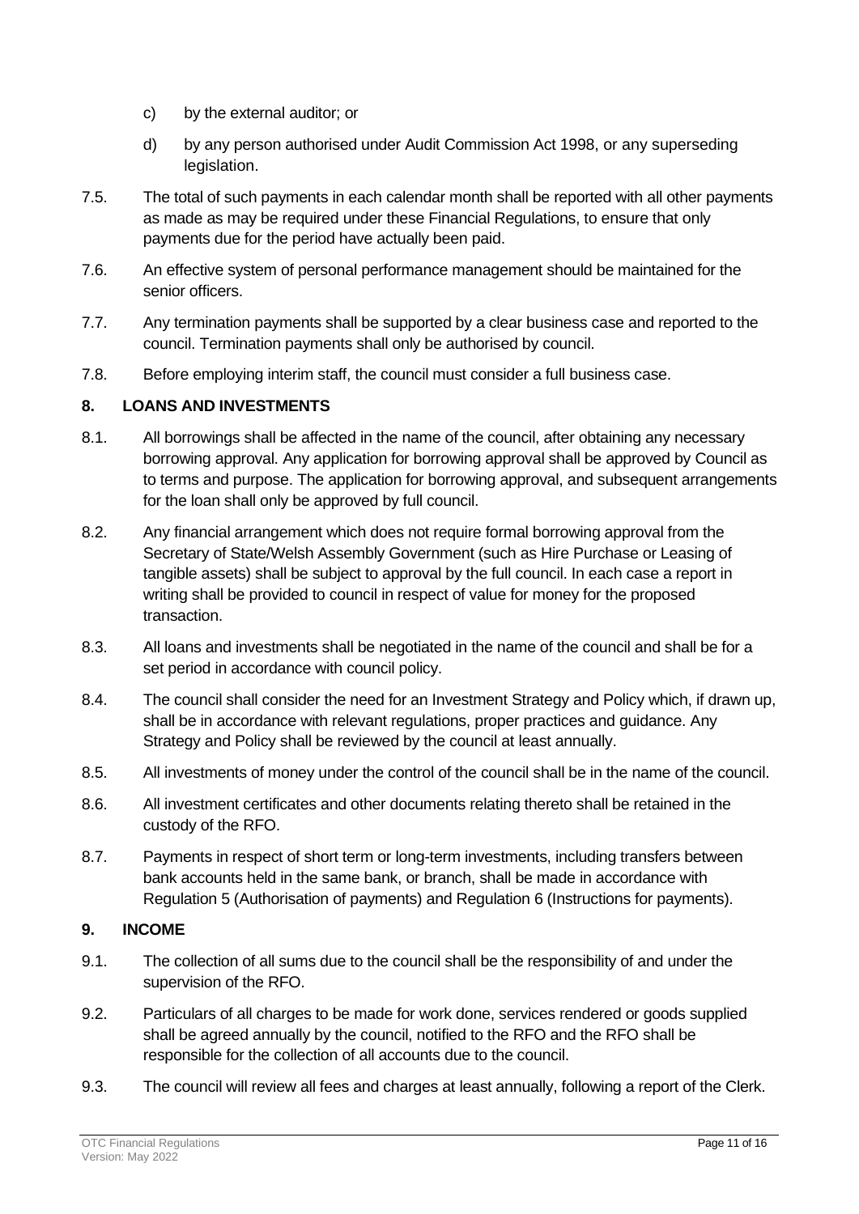c) by the external auditor; or

d) by any person authorised under Audit Commission Act 1998, or any superseding legislation.

7.5. The total of such payments in each calendar month shall be reported with all other payments as made as may be required under these Financial Regulations, to ensure that only payments due for the period have actually been paid.

7.6. An effective system of personal performance management should be maintained for the senior officers.

7.7. Any termination payments shall be supported by a clear business case and reported to the council. Termination payments shall only be authorised by council.

7.8. Before employing interim staff, the council must consider a full business case.

## 8. LOANS AND INVESTMENTS

8.1. All borrowings shall be affected in the name of the council, after obtaining any necessary borrowing approval. Any application for borrowing approval shall be approved by Council as to terms and purpose. The application for borrowing approval, and subsequent arrangements for the loan shall only be approved by full council.

8.2. Any financial arrangement which does not require formal borrowing approval from the Secretary of State/Welsh Assembly Government (such as Hire Purchase or Leasing of tangible assets) shall be subject to approval by the full council. In each case a report in writing shall be provided to council in respect of value for money for the proposed transaction.

8.3. All loans and investments shall be negotiated in the name of the council and shall be for a set period in accordance with council policy.

8.4. The council shall consider the need for an Investment Strategy and Policy which, if drawn up, shall be in accordance with relevant regulations, proper practices and guidance. Any Strategy and Policy shall be reviewed by the council at least annually.

8.5. All investments of money under the control of the council shall be in the name of the council.

8.6. All investment certificates and other documents relating thereto shall be retained in the custody of the RFO.

8.7. Payments in respect of short term or long-term investments, including transfers between bank accounts held in the same bank, or branch, shall be made in accordance with Regulation 5 (Authorisation of payments) and Regulation 6 (Instructions for payments).

## 9. INCOME

9.1. The collection of all sums due to the council shall be the responsibility of and under the supervision of the RFO.

9.2. Particulars of all charges to be made for work done, services rendered or goods supplied shall be agreed annually by the council, notified to the RFO and the RFO shall be responsible for the collection of all accounts due to the council.

9.3. The council will review all fees and charges at least annually, following a report of the Clerk.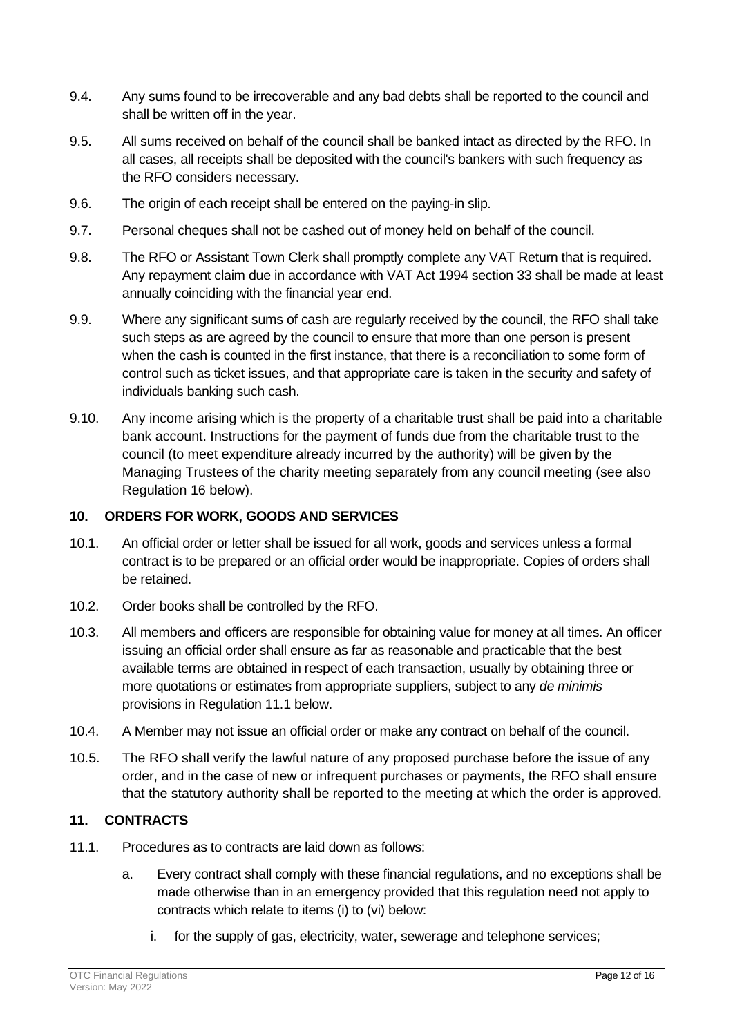9.4. Any sums found to be irrecoverable and any bad debts shall be reported to the council and shall be written off in the year.

9.5. All sums received on behalf of the council shall be banked intact as directed by the RFO. In all cases, all receipts shall be deposited with the council's bankers with such frequency as the RFO considers necessary.

9.6. The origin of each receipt shall be entered on the paying-in slip.

9.7. Personal cheques shall not be cashed out of money held on behalf of the council.

9.8. The RFO or Assistant Town Clerk shall promptly complete any VAT Return that is required. Any repayment claim due in accordance with VAT Act 1994 section 33 shall be made at least annually coinciding with the financial year end.

9.9. Where any significant sums of cash are regularly received by the council, the RFO shall take such steps as are agreed by the council to ensure that more than one person is present when the cash is counted in the first instance, that there is a reconciliation to some form of control such as ticket issues, and that appropriate care is taken in the security and safety of individuals banking such cash.

9.10. Any income arising which is the property of a charitable trust shall be paid into a charitable bank account. Instructions for the payment of funds due from the charitable trust to the council (to meet expenditure already incurred by the authority) will be given by the Managing Trustees of the charity meeting separately from any council meeting (see also Regulation 16 below).

## 10. ORDERS FOR WORK, GOODS AND SERVICES

10.1. An official order or letter shall be issued for all work, goods and services unless a formal contract is to be prepared or an official order would be inappropriate. Copies of orders shall be retained.

10.2. Order books shall be controlled by the RFO.

10.3. All members and officers are responsible for obtaining value for money at all times. An officer issuing an official order shall ensure as far as reasonable and practicable that the best available terms are obtained in respect of each transaction, usually by obtaining three or more quotations or estimates from appropriate suppliers, subject to any *de minimis* provisions in Regulation 11.1 below.

10.4. A Member may not issue an official order or make any contract on behalf of the council.

10.5. The RFO shall verify the lawful nature of any proposed purchase before the issue of any order, and in the case of new or infrequent purchases or payments, the RFO shall ensure that the statutory authority shall be reported to the meeting at which the order is approved.

## 11. CONTRACTS

11.1. Procedures as to contracts are laid down as follows:

a. Every contract shall comply with these financial regulations, and no exceptions shall be made otherwise than in an emergency provided that this regulation need not apply to contracts which relate to items (i) to (vi) below:

i. for the supply of gas, electricity, water, sewerage and telephone services;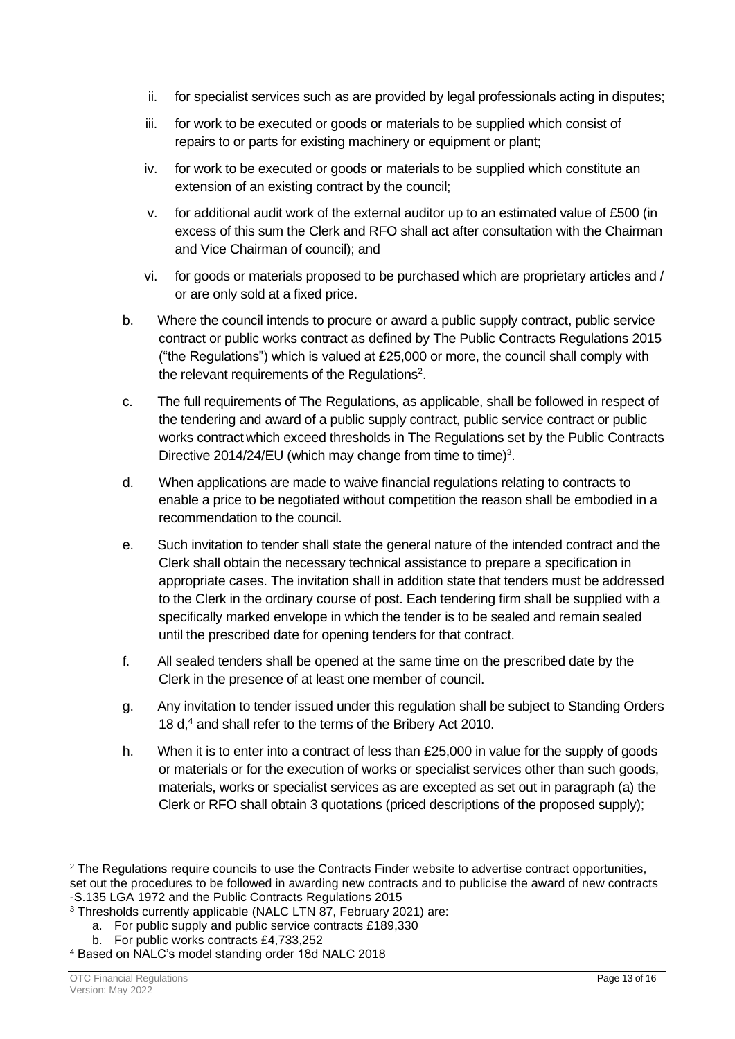ii. for specialist services such as are provided by legal professionals acting in disputes;

   iii. for work to be executed or goods or materials to be supplied which consist of repairs to or parts for existing machinery or equipment or plant;

   iv. for work to be executed or goods or materials to be supplied which constitute an extension of an existing contract by the council;

   v. for additional audit work of the external auditor up to an estimated value of £500 (in excess of this sum the Clerk and RFO shall act after consultation with the Chairman and Vice Chairman of council); and

   vi. for goods or materials proposed to be purchased which are proprietary articles and / or are only sold at a fixed price.

b. Where the council intends to procure or award a public supply contract, public service contract or public works contract as defined by The Public Contracts Regulations 2015 ("the Regulations") which is valued at £25,000 or more, the council shall comply with the relevant requirements of the Regulations[2].

c. The full requirements of The Regulations, as applicable, shall be followed in respect of the tendering and award of a public supply contract, public service contract or public works contract which exceed thresholds in The Regulations set by the Public Contracts Directive 2014/24/EU (which may change from time to time)[3].

d. When applications are made to waive financial regulations relating to contracts to enable a price to be negotiated without competition the reason shall be embodied in a recommendation to the council.

e. Such invitation to tender shall state the general nature of the intended contract and the Clerk shall obtain the necessary technical assistance to prepare a specification in appropriate cases. The invitation shall in addition state that tenders must be addressed to the Clerk in the ordinary course of post. Each tendering firm shall be supplied with a specifically marked envelope in which the tender is to be sealed and remain sealed until the prescribed date for opening tenders for that contract.

f. All sealed tenders shall be opened at the same time on the prescribed date by the Clerk in the presence of at least one member of council.

g. Any invitation to tender issued under this regulation shall be subject to Standing Orders 18 d,[4] and shall refer to the terms of the Bribery Act 2010.

h. When it is to enter into a contract of less than £25,000 in value for the supply of goods or materials or for the execution of works or specialist services other than such goods, materials, works or specialist services as are excepted as set out in paragraph (a) the Clerk or RFO shall obtain 3 quotations (priced descriptions of the proposed supply);

---

[2] The Regulations require councils to use the Contracts Finder website to advertise contract opportunities, set out the procedures to be followed in awarding new contracts and to publicise the award of new contracts -S.135 LGA 1972 and the Public Contracts Regulations 2015

[3] Thresholds currently applicable (NALC LTN 87, February 2021) are:

   a. For public supply and public service contracts £189,330
   b. For public works contracts £4,733,252

[4] Based on NALC's model standing order 18d NALC 2018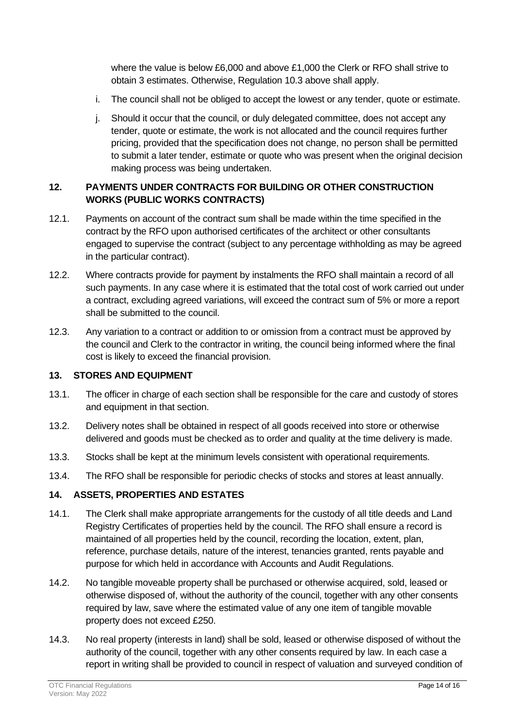where the value is below £6,000 and above £1,000 the Clerk or RFO shall strive to obtain 3 estimates. Otherwise, Regulation 10.3 above shall apply.

i. The council shall not be obliged to accept the lowest or any tender, quote or estimate.

j. Should it occur that the council, or duly delegated committee, does not accept any tender, quote or estimate, the work is not allocated and the council requires further pricing, provided that the specification does not change, no person shall be permitted to submit a later tender, estimate or quote who was present when the original decision making process was being undertaken.

## 12. PAYMENTS UNDER CONTRACTS FOR BUILDING OR OTHER CONSTRUCTION WORKS (PUBLIC WORKS CONTRACTS)

12.1. Payments on account of the contract sum shall be made within the time specified in the contract by the RFO upon authorised certificates of the architect or other consultants engaged to supervise the contract (subject to any percentage withholding as may be agreed in the particular contract).

12.2. Where contracts provide for payment by instalments the RFO shall maintain a record of all such payments. In any case where it is estimated that the total cost of work carried out under a contract, excluding agreed variations, will exceed the contract sum of 5% or more a report shall be submitted to the council.

12.3. Any variation to a contract or addition to or omission from a contract must be approved by the council and Clerk to the contractor in writing, the council being informed where the final cost is likely to exceed the financial provision.

## 13. STORES AND EQUIPMENT

13.1. The officer in charge of each section shall be responsible for the care and custody of stores and equipment in that section.

13.2. Delivery notes shall be obtained in respect of all goods received into store or otherwise delivered and goods must be checked as to order and quality at the time delivery is made.

13.3. Stocks shall be kept at the minimum levels consistent with operational requirements.

13.4. The RFO shall be responsible for periodic checks of stocks and stores at least annually.

## 14. ASSETS, PROPERTIES AND ESTATES

14.1. The Clerk shall make appropriate arrangements for the custody of all title deeds and Land Registry Certificates of properties held by the council. The RFO shall ensure a record is maintained of all properties held by the council, recording the location, extent, plan, reference, purchase details, nature of the interest, tenancies granted, rents payable and purpose for which held in accordance with Accounts and Audit Regulations.

14.2. No tangible moveable property shall be purchased or otherwise acquired, sold, leased or otherwise disposed of, without the authority of the council, together with any other consents required by law, save where the estimated value of any one item of tangible movable property does not exceed £250.

14.3. No real property (interests in land) shall be sold, leased or otherwise disposed of without the authority of the council, together with any other consents required by law. In each case a report in writing shall be provided to council in respect of valuation and surveyed condition of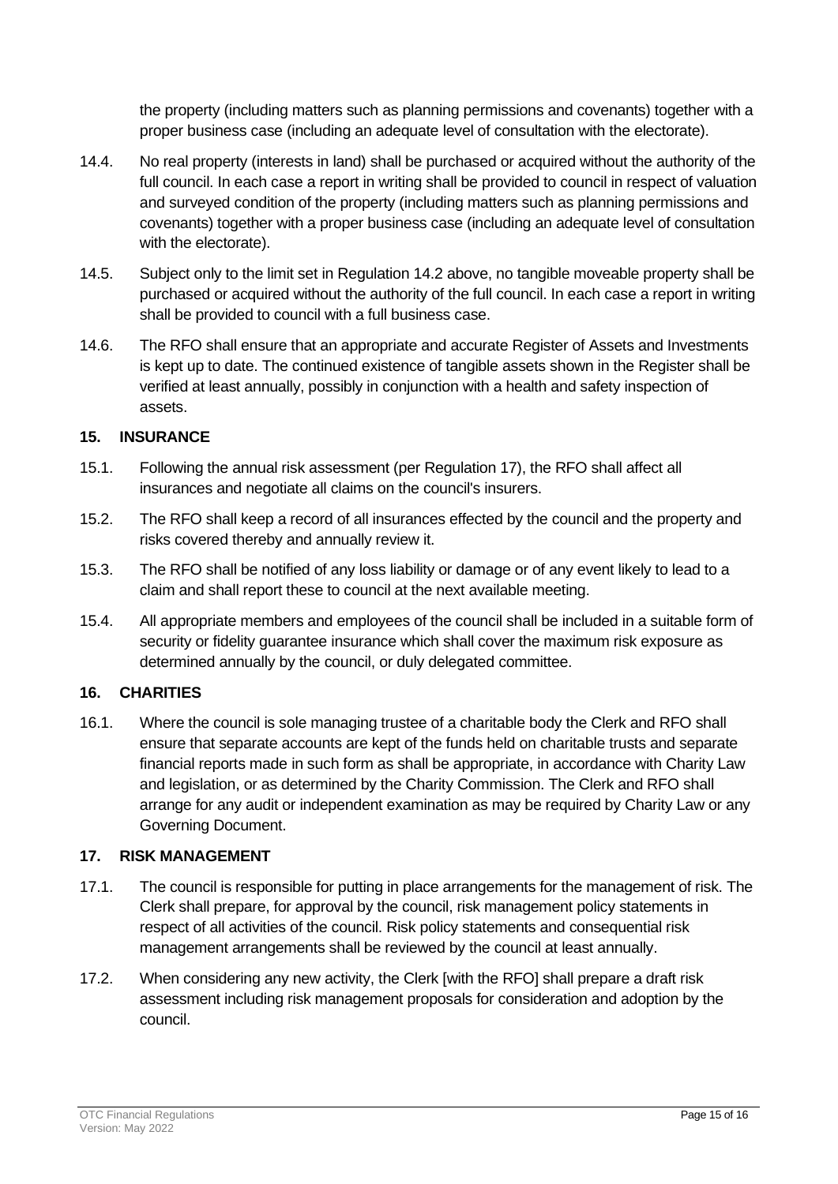the property (including matters such as planning permissions and covenants) together with a proper business case (including an adequate level of consultation with the electorate).

14.4. No real property (interests in land) shall be purchased or acquired without the authority of the full council. In each case a report in writing shall be provided to council in respect of valuation and surveyed condition of the property (including matters such as planning permissions and covenants) together with a proper business case (including an adequate level of consultation with the electorate).

14.5. Subject only to the limit set in Regulation 14.2 above, no tangible moveable property shall be purchased or acquired without the authority of the full council. In each case a report in writing shall be provided to council with a full business case.

14.6. The RFO shall ensure that an appropriate and accurate Register of Assets and Investments is kept up to date. The continued existence of tangible assets shown in the Register shall be verified at least annually, possibly in conjunction with a health and safety inspection of assets.

## 15. INSURANCE

15.1. Following the annual risk assessment (per Regulation 17), the RFO shall affect all insurances and negotiate all claims on the council's insurers.

15.2. The RFO shall keep a record of all insurances effected by the council and the property and risks covered thereby and annually review it.

15.3. The RFO shall be notified of any loss liability or damage or of any event likely to lead to a claim and shall report these to council at the next available meeting.

15.4. All appropriate members and employees of the council shall be included in a suitable form of security or fidelity guarantee insurance which shall cover the maximum risk exposure as determined annually by the council, or duly delegated committee.

## 16. CHARITIES

16.1. Where the council is sole managing trustee of a charitable body the Clerk and RFO shall ensure that separate accounts are kept of the funds held on charitable trusts and separate financial reports made in such form as shall be appropriate, in accordance with Charity Law and legislation, or as determined by the Charity Commission. The Clerk and RFO shall arrange for any audit or independent examination as may be required by Charity Law or any Governing Document.

## 17. RISK MANAGEMENT

17.1. The council is responsible for putting in place arrangements for the management of risk. The Clerk shall prepare, for approval by the council, risk management policy statements in respect of all activities of the council. Risk policy statements and consequential risk management arrangements shall be reviewed by the council at least annually.

17.2. When considering any new activity, the Clerk [with the RFO] shall prepare a draft risk assessment including risk management proposals for consideration and adoption by the council.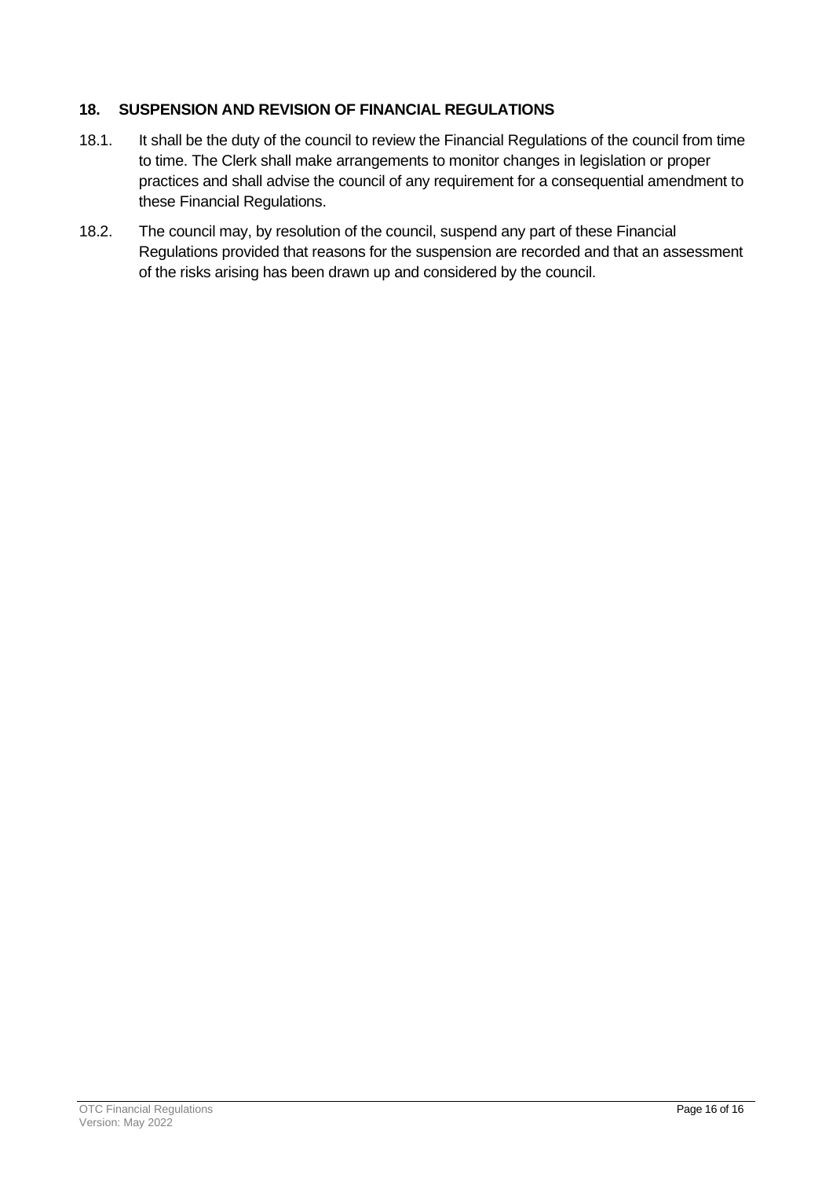## 18. SUSPENSION AND REVISION OF FINANCIAL REGULATIONS

18.1. It shall be the duty of the council to review the Financial Regulations of the council from time to time. The Clerk shall make arrangements to monitor changes in legislation or proper practices and shall advise the council of any requirement for a consequential amendment to these Financial Regulations.

18.2. The council may, by resolution of the council, suspend any part of these Financial Regulations provided that reasons for the suspension are recorded and that an assessment of the risks arising has been drawn up and considered by the council.